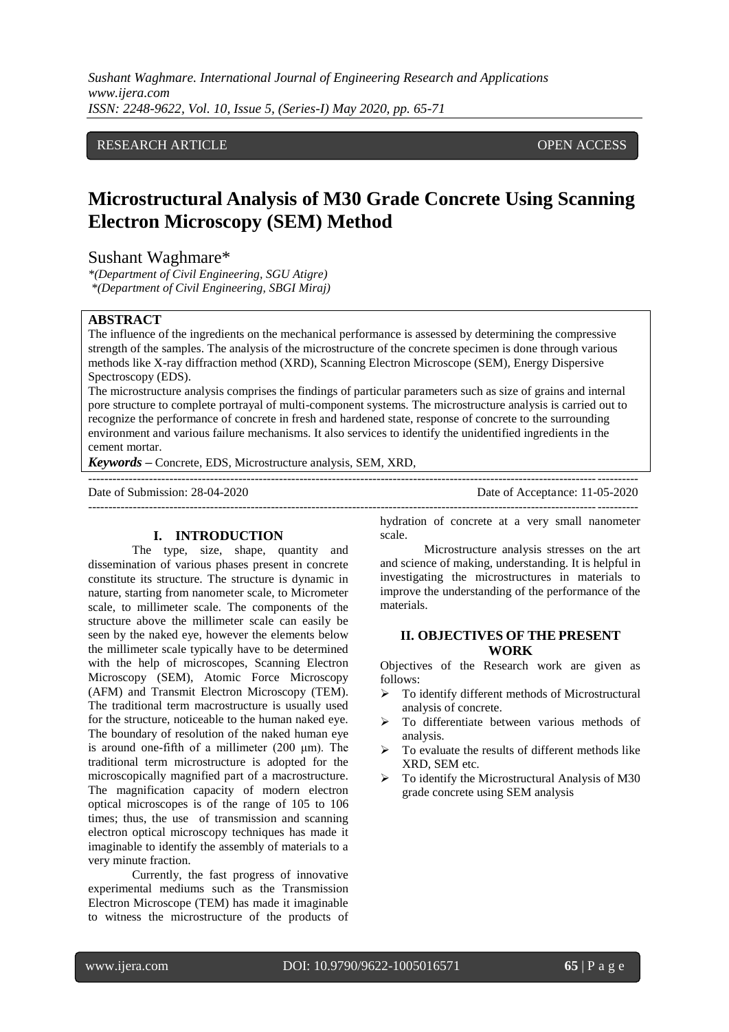RESEARCH ARTICLE OPEN ACCESS

# Microstructural Analysis of M30 Grade Concrete Using Scanning Electron Microscopy (SEM) Method

Sushant Waghmare*

*(Department of Civil Engineering, SGU Atigre)
*(Department of Civil Engineering, SBGI Miraj)

## ABSTRACT

The influence of the ingredients on the mechanical performance is assessed by determining the compressive strength of the samples. The analysis of the microstructure of the concrete specimen is done through various methods like X-ray diffraction method (XRD), Scanning Electron Microscope (SEM), Energy Dispersive Spectroscopy (EDS).

The microstructure analysis comprises the findings of particular parameters such as size of grains and internal pore structure to complete portrayal of multi-component systems. The microstructure analysis is carried out to recognize the performance of concrete in fresh and hardened state, response of concrete to the surrounding environment and various failure mechanisms. It also services to identify the unidentified ingredients in the cement mortar.

***Keywords*** **–** Concrete, EDS, Microstructure analysis, SEM, XRD,

Date of Submission: 28-04-2020 Date of Acceptance: 11-05-2020

## I. INTRODUCTION

The type, size, shape, quantity and dissemination of various phases present in concrete constitute its structure. The structure is dynamic in nature, starting from nanometer scale, to Micrometer scale, to millimeter scale. The components of the structure above the millimeter scale can easily be seen by the naked eye, however the elements below the millimeter scale typically have to be determined with the help of microscopes, Scanning Electron Microscopy (SEM), Atomic Force Microscopy (AFM) and Transmit Electron Microscopy (TEM). The traditional term macrostructure is usually used for the structure, noticeable to the human naked eye. The boundary of resolution of the naked human eye is around one-fifth of a millimeter (200 μm). The traditional term microstructure is adopted for the microscopically magnified part of a macrostructure. The magnification capacity of modern electron optical microscopes is of the range of 105 to 106 times; thus, the use of transmission and scanning electron optical microscopy techniques has made it imaginable to identify the assembly of materials to a very minute fraction.

Currently, the fast progress of innovative experimental mediums such as the Transmission Electron Microscope (TEM) has made it imaginable to witness the microstructure of the products of hydration of concrete at a very small nanometer scale.

Microstructure analysis stresses on the art and science of making, understanding. It is helpful in investigating the microstructures in materials to improve the understanding of the performance of the materials.

## II. OBJECTIVES OF THE PRESENT WORK

Objectives of the Research work are given as follows:

- To identify different methods of Microstructural analysis of concrete.
- To differentiate between various methods of analysis.
- To evaluate the results of different methods like XRD, SEM etc.
- To identify the Microstructural Analysis of M30 grade concrete using SEM analysis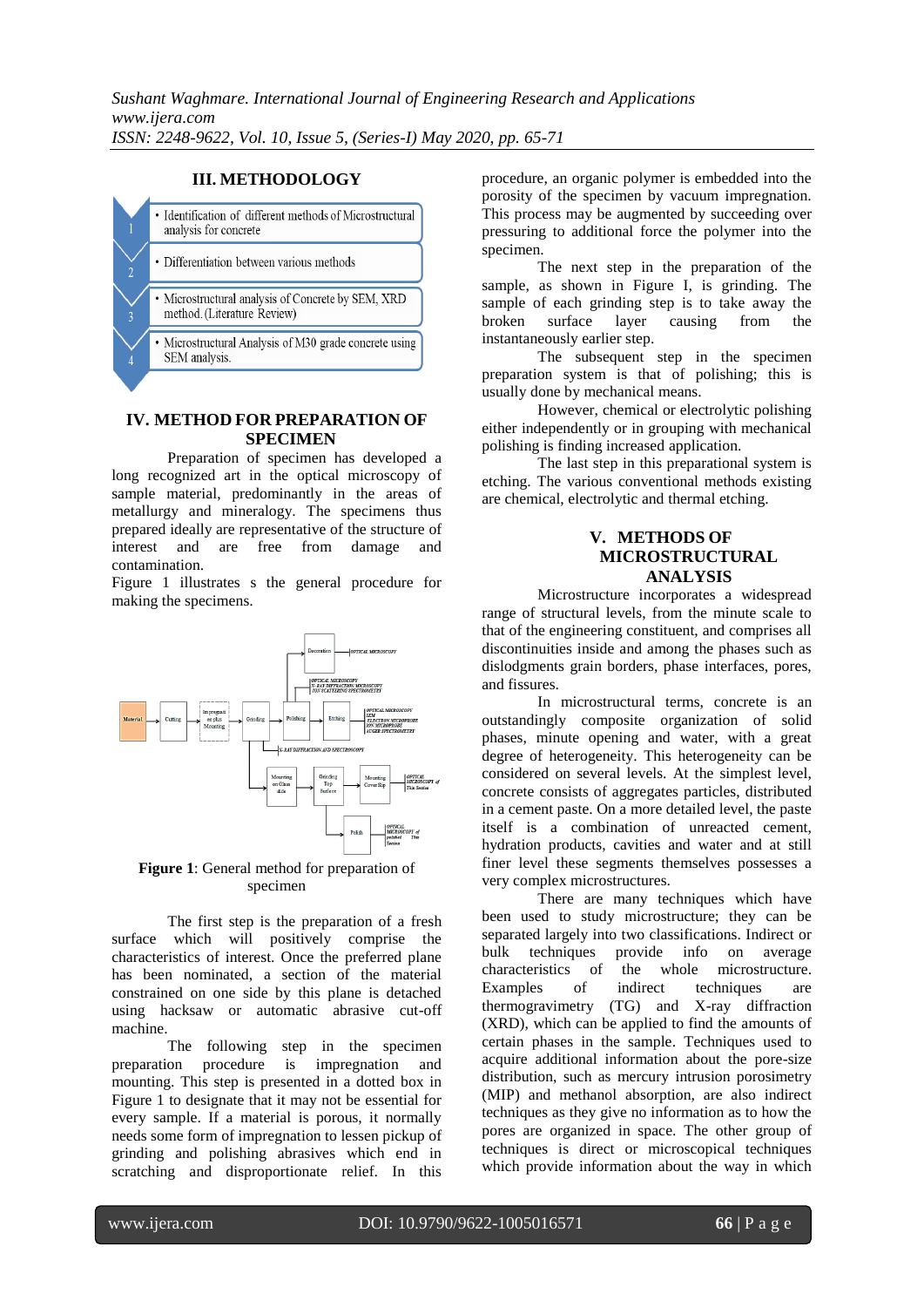## III. METHODOLOGY

1. Identification of different methods of Microstructural analysis for concrete
2. Differentiation between various methods
3. Microstructural analysis of Concrete by SEM, XRD method. (Literature Review)
4. Microstructural Analysis of M30 grade concrete using SEM analysis.

## IV. METHOD FOR PREPARATION OF SPECIMEN

Preparation of specimen has developed a long recognized art in the optical microscopy of sample material, predominantly in the areas of metallurgy and mineralogy. The specimens thus prepared ideally are representative of the structure of interest and are free from damage and contamination.

Figure 1 illustrates s the general procedure for making the specimens.

**Figure 1**: General method for preparation of specimen

The first step is the preparation of a fresh surface which will positively comprise the characteristics of interest. Once the preferred plane has been nominated, a section of the material constrained on one side by this plane is detached using hacksaw or automatic abrasive cut-off machine.

The following step in the specimen preparation procedure is impregnation and mounting. This step is presented in a dotted box in Figure 1 to designate that it may not be essential for every sample. If a material is porous, it normally needs some form of impregnation to lessen pickup of grinding and polishing abrasives which end in scratching and disproportionate relief. In this procedure, an organic polymer is embedded into the porosity of the specimen by vacuum impregnation. This process may be augmented by succeeding over pressuring to additional force the polymer into the specimen.

The next step in the preparation of the sample, as shown in Figure I, is grinding. The sample of each grinding step is to take away the broken surface layer causing from the instantaneously earlier step.

The subsequent step in the specimen preparation system is that of polishing; this is usually done by mechanical means.

However, chemical or electrolytic polishing either independently or in grouping with mechanical polishing is finding increased application.

The last step in this preparational system is etching. The various conventional methods existing are chemical, electrolytic and thermal etching.

## V. METHODS OF MICROSTRUCTURAL ANALYSIS

Microstructure incorporates a widespread range of structural levels, from the minute scale to that of the engineering constituent, and comprises all discontinuities inside and among the phases such as dislodgments grain borders, phase interfaces, pores, and fissures.

In microstructural terms, concrete is an outstandingly composite organization of solid phases, minute opening and water, with a great degree of heterogeneity. This heterogeneity can be considered on several levels. At the simplest level, concrete consists of aggregates particles, distributed in a cement paste. On a more detailed level, the paste itself is a combination of unreacted cement, hydration products, cavities and water and at still finer level these segments themselves possesses a very complex microstructures.

There are many techniques which have been used to study microstructure; they can be separated largely into two classifications. Indirect or bulk techniques provide info on average characteristics of the whole microstructure. Examples of indirect techniques are thermogravimetry (TG) and X-ray diffraction (XRD), which can be applied to find the amounts of certain phases in the sample. Techniques used to acquire additional information about the pore-size distribution, such as mercury intrusion porosimetry (MIP) and methanol absorption, are also indirect techniques as they give no information as to how the pores are organized in space. The other group of techniques is direct or microscopical techniques which provide information about the way in which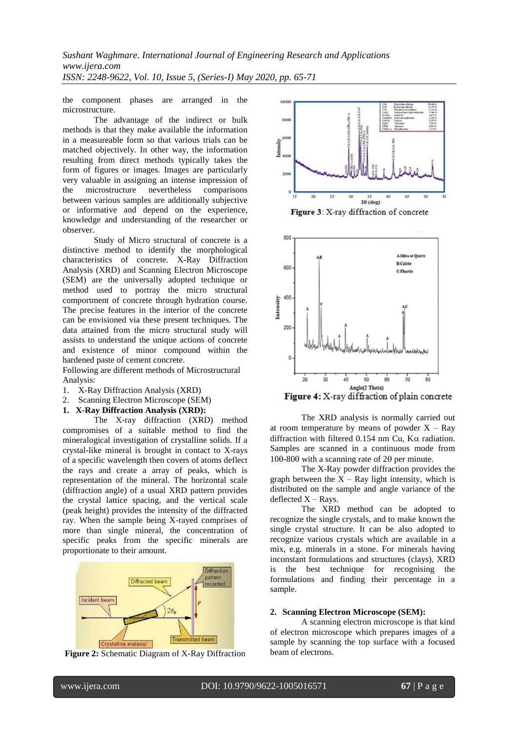the component phases are arranged in the microstructure.

The advantage of the indirect or bulk methods is that they make available the information in a measureable form so that various trials can be matched objectively. In other way, the information resulting from direct methods typically takes the form of figures or images. Images are particularly very valuable in assigning an intense impression of the microstructure nevertheless comparisons between various samples are additionally subjective or informative and depend on the experience, knowledge and understanding of the researcher or observer.

Study of Micro structural of concrete is a distinctive method to identify the morphological characteristics of concrete. X-Ray Diffraction Analysis (XRD) and Scanning Electron Microscope (SEM) are the universally adopted technique or method used to portray the micro structural comportment of concrete through hydration course. The precise features in the interior of the concrete can be envisioned via these present techniques. The data attained from the micro structural study will assists to understand the unique actions of concrete and existence of minor compound within the hardened paste of cement concrete.

Following are different methods of Microstructural Analysis:

1. X-Ray Diffraction Analysis (XRD)
2. Scanning Electron Microscope (SEM)

**1. X-Ray Diffraction Analysis (XRD):**

The X-ray diffraction (XRD) method compromises of a suitable method to find the mineralogical investigation of crystalline solids. If a crystal-like mineral is brought in contact to X-rays of a specific wavelength then covers of atoms deflect the rays and create a array of peaks, which is the representation of the mineral. The horizontal scale (diffraction angle) of a usual XRD pattern provides the crystal lattice spacing, and the vertical scale (peak height) provides the intensity of the diffracted ray. When the sample being X-rayed comprises of more than single mineral, the concentration of specific peaks from the specific minerals are proportionate to their amount.

**Figure 2:** Schematic Diagram of X-Ray Diffraction

**Figure 3**: X-ray diffraction of concrete

**Figure 4:** X-ray diffraction of plain concrete

The XRD analysis is normally carried out at room temperature by means of powder X – Ray diffraction with filtered 0.154 nm Cu, K$\alpha$ radiation. Samples are scanned in a continuous mode from 10θ-80θ with a scanning rate of 2θ per minute.

The X-Ray powder diffraction provides the graph between the X – Ray light intensity, which is distributed on the sample and angle variance of the deflected X – Rays.

The XRD method can be adopted to recognize the single crystals, and to make known the single crystal structure. It can be also adopted to recognize various crystals which are available in a mix, e.g. minerals in a stone. For minerals having inconstant formulations and structures (clays), XRD is the best technique for recognising the formulations and finding their percentage in a sample.

**2. Scanning Electron Microscope (SEM):**

A scanning electron microscope is that kind of electron microscope which prepares images of a sample by scanning the top surface with a focused beam of electrons.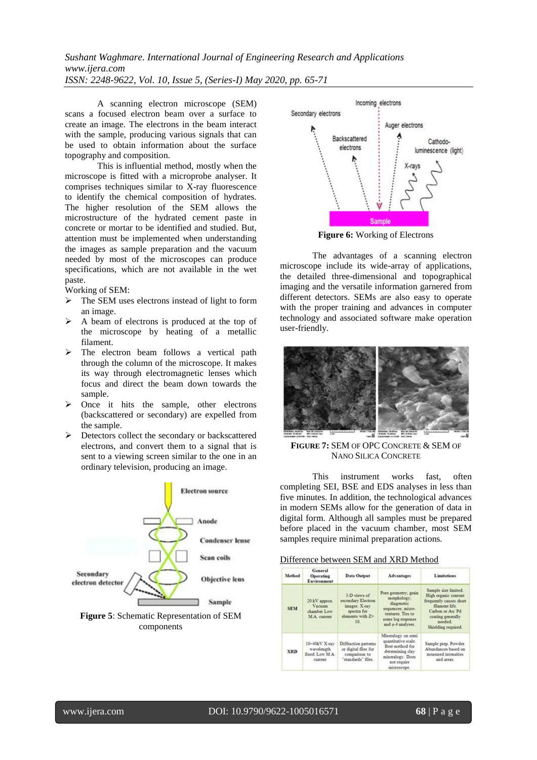A scanning electron microscope (SEM) scans a focused electron beam over a surface to create an image. The electrons in the beam interact with the sample, producing various signals that can be used to obtain information about the surface topography and composition.

This is influential method, mostly when the microscope is fitted with a microprobe analyser. It comprises techniques similar to X-ray fluorescence to identify the chemical composition of hydrates. The higher resolution of the SEM allows the microstructure of the hydrated cement paste in concrete or mortar to be identified and studied. But, attention must be implemented when understanding the images as sample preparation and the vacuum needed by most of the microscopes can produce specifications, which are not available in the wet paste.

Working of SEM:

- The SEM uses electrons instead of light to form an image.
- A beam of electrons is produced at the top of the microscope by heating of a metallic filament.
- The electron beam follows a vertical path through the column of the microscope. It makes its way through electromagnetic lenses which focus and direct the beam down towards the sample.
- Once it hits the sample, other electrons (backscattered or secondary) are expelled from the sample.
- Detectors collect the secondary or backscattered electrons, and convert them to a signal that is sent to a viewing screen similar to the one in an ordinary television, producing an image.

**Figure 5**: Schematic Representation of SEM components

**Figure 6:** Working of Electrons

The advantages of a scanning electron microscope include its wide-array of applications, the detailed three-dimensional and topographical imaging and the versatile information garnered from different detectors. SEMs are also easy to operate with the proper training and advances in computer technology and associated software make operation user-friendly.

**FIGURE 7:** SEM OF OPC CONCRETE & SEM OF NANO SILICA CONCRETE

This instrument works fast, often completing SEI, BSE and EDS analyses in less than five minutes. In addition, the technological advances in modern SEMs allow for the generation of data in digital form. Although all samples must be prepared before placed in the vacuum chamber, most SEM samples require minimal preparation actions.

Difference between SEM and XRD Method

| Method | General Operating Environment | Data Output | Advantages | Limitations |
| --- | --- | --- | --- | --- |
| SEM | 20 kV approx. Vacuum chamber Low M.A. current | 3-D views of secondary Electron images. X-ray spectra for elements with Z> 10. | Pore geometry; grain morphology; diagenetic sequences; micro-textures. Ties to some log response and φ-k analyses. | Sample size limited. High organic content frequently causes short filament life. Carbon or Au/ Pd coating generally needed. Shielding required. |
| XRD | 10–40kV X-ray wavelength fixed. Low M.A. current | Diffraction patterns or digital files for comparison to "standards" files. | Mineralogy on semi quantitative scale. Best method for determining clay mineralogy. Does not require microscope. | Sample prep. Powder. Abundances based on measured intensities and areas. |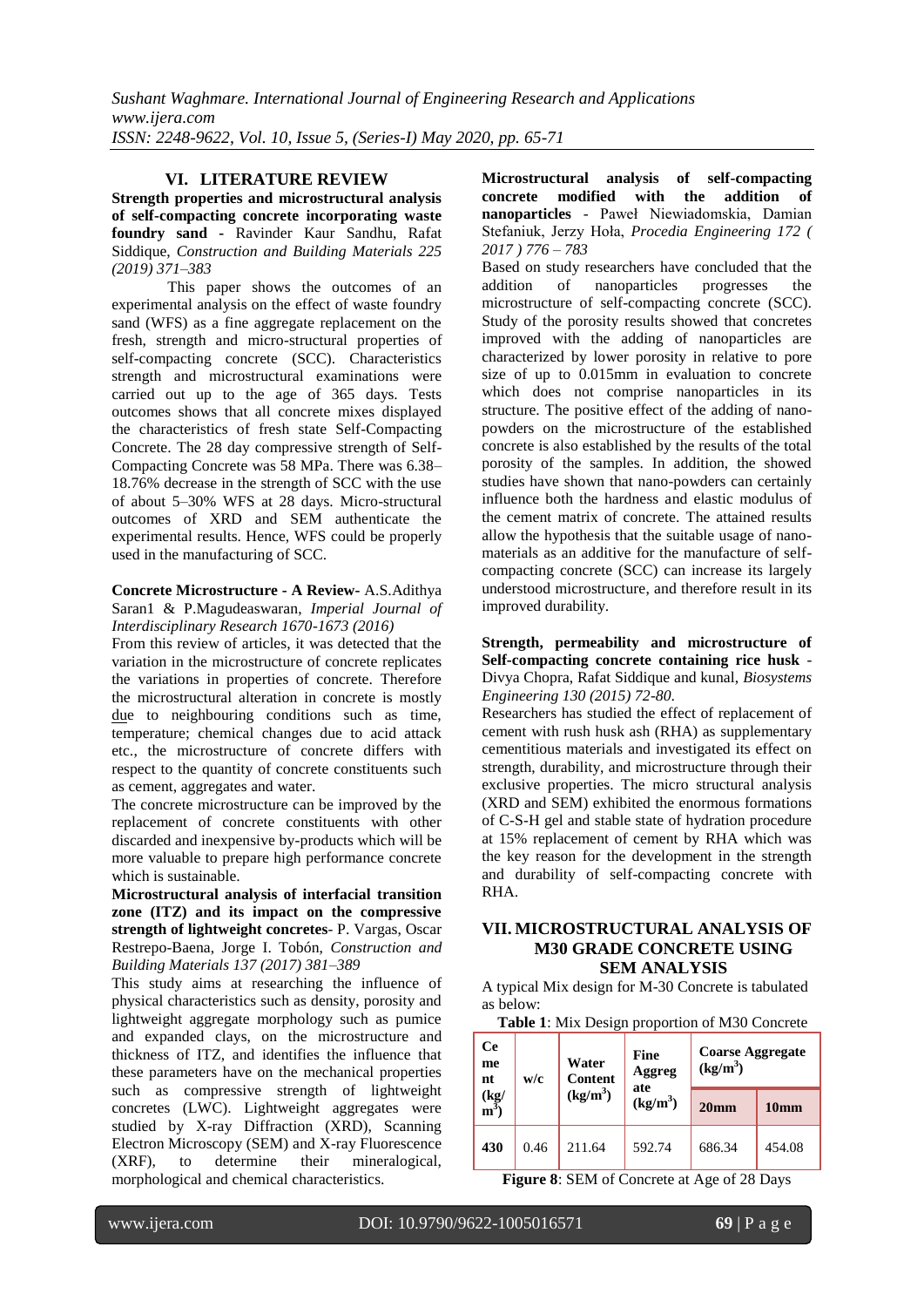## VI. LITERATURE REVIEW

**Strength properties and microstructural analysis of self-compacting concrete incorporating waste foundry sand -** Ravinder Kaur Sandhu, Rafat Siddique, *Construction and Building Materials 225 (2019) 371–383*

This paper shows the outcomes of an experimental analysis on the effect of waste foundry sand (WFS) as a fine aggregate replacement on the fresh, strength and micro-structural properties of self-compacting concrete (SCC). Characteristics strength and microstructural examinations were carried out up to the age of 365 days. Tests outcomes shows that all concrete mixes displayed the characteristics of fresh state Self-Compacting Concrete. The 28 day compressive strength of Self-Compacting Concrete was 58 MPa. There was 6.38–18.76% decrease in the strength of SCC with the use of about 5–30% WFS at 28 days. Micro-structural outcomes of XRD and SEM authenticate the experimental results. Hence, WFS could be properly used in the manufacturing of SCC.

**Concrete Microstructure - A Review-** A.S.Adithya Saran1 & P.Magudeaswaran, *Imperial Journal of Interdisciplinary Research 1670-1673 (2016)*

From this review of articles, it was detected that the variation in the microstructure of concrete replicates the variations in properties of concrete. Therefore the microstructural alteration in concrete is mostly due to neighbouring conditions such as time, temperature; chemical changes due to acid attack etc., the microstructure of concrete differs with respect to the quantity of concrete constituents such as cement, aggregates and water.

The concrete microstructure can be improved by the replacement of concrete constituents with other discarded and inexpensive by-products which will be more valuable to prepare high performance concrete which is sustainable.

**Microstructural analysis of interfacial transition zone (ITZ) and its impact on the compressive strength of lightweight concretes**- P. Vargas, Oscar Restrepo-Baena, Jorge I. Tobón, *Construction and Building Materials 137 (2017) 381–389*

This study aims at researching the influence of physical characteristics such as density, porosity and lightweight aggregate morphology such as pumice and expanded clays, on the microstructure and thickness of ITZ, and identifies the influence that these parameters have on the mechanical properties such as compressive strength of lightweight concretes (LWC). Lightweight aggregates were studied by X-ray Diffraction (XRD), Scanning Electron Microscopy (SEM) and X-ray Fluorescence (XRF), to determine their mineralogical, morphological and chemical characteristics.

**Microstructural analysis of self-compacting concrete modified with the addition of nanoparticles** - Paweł Niewiadomskia, Damian Stefaniuk, Jerzy Hoła, *Procedia Engineering 172 ( 2017 ) 776 – 783*

Based on study researchers have concluded that the addition of nanoparticles progresses the microstructure of self-compacting concrete (SCC). Study of the porosity results showed that concretes improved with the adding of nanoparticles are characterized by lower porosity in relative to pore size of up to 0.015mm in evaluation to concrete which does not comprise nanoparticles in its structure. The positive effect of the adding of nano-powders on the microstructure of the established concrete is also established by the results of the total porosity of the samples. In addition, the showed studies have shown that nano-powders can certainly influence both the hardness and elastic modulus of the cement matrix of concrete. The attained results allow the hypothesis that the suitable usage of nano-materials as an additive for the manufacture of self-compacting concrete (SCC) can increase its largely understood microstructure, and therefore result in its improved durability.

**Strength, permeability and microstructure of Self-compacting concrete containing rice husk** - Divya Chopra, Rafat Siddique and kunal, *Biosystems Engineering 130 (2015) 72-80.*

Researchers has studied the effect of replacement of cement with rush husk ash (RHA) as supplementary cementitious materials and investigated its effect on strength, durability, and microstructure through their exclusive properties. The micro structural analysis (XRD and SEM) exhibited the enormous formations of C-S-H gel and stable state of hydration procedure at 15% replacement of cement by RHA which was the key reason for the development in the strength and durability of self-compacting concrete with RHA.

## VII. MICROSTRUCTURAL ANALYSIS OF M30 GRADE CONCRETE USING SEM ANALYSIS

A typical Mix design for M-30 Concrete is tabulated as below:

**Table 1**: Mix Design proportion of M30 Concrete

| Cement ($kg/m^3$) | w/c | Water Content ($kg/m^3$) | Fine Aggregate ($kg/m^3$) | Coarse Aggregate ($kg/m^3$) | |
|---|---|---|---|---|---|
| | | | | 20mm | 10mm |
| 430 | 0.46 | 211.64 | 592.74 | 686.34 | 454.08 |

**Figure 8**: SEM of Concrete at Age of 28 Days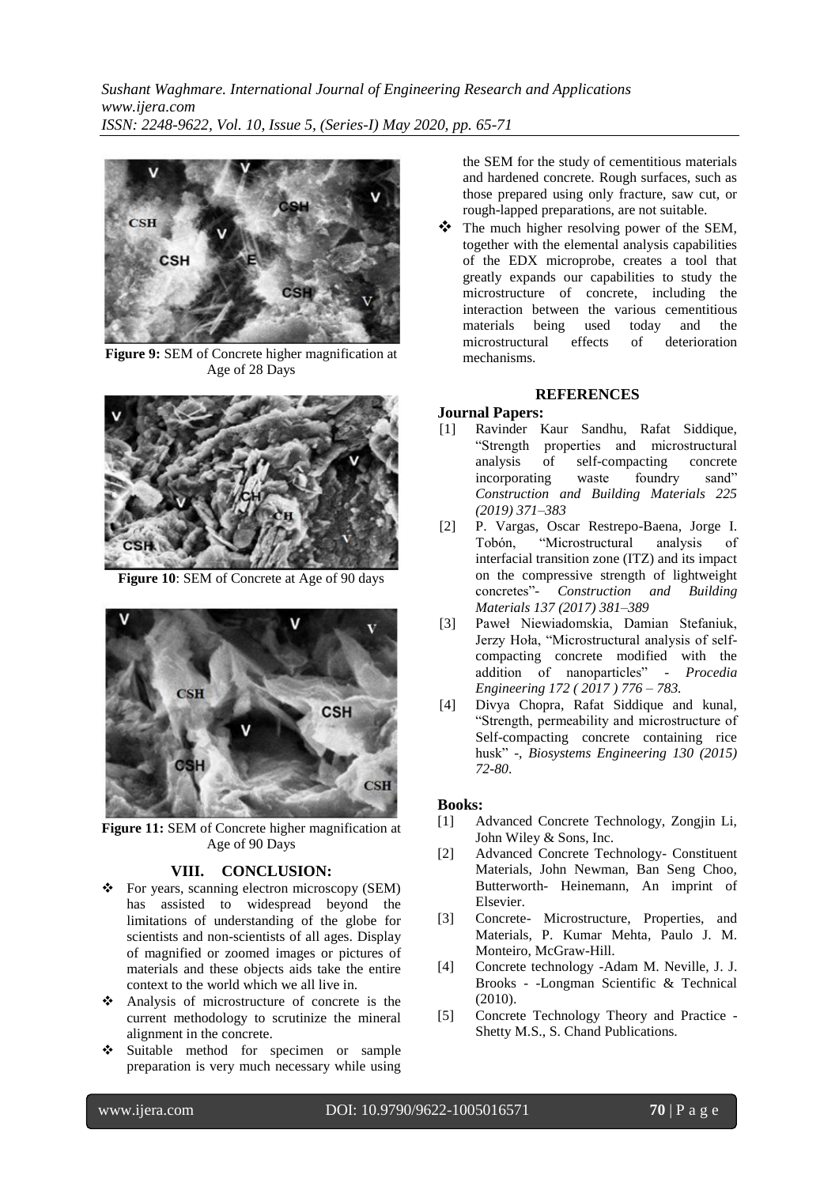**Figure 9:** SEM of Concrete higher magnification at Age of 28 Days

**Figure 10**: SEM of Concrete at Age of 90 days

**Figure 11:** SEM of Concrete higher magnification at Age of 90 Days

## VIII. CONCLUSION:

- For years, scanning electron microscopy (SEM) has assisted to widespread beyond the limitations of understanding of the globe for scientists and non-scientists of all ages. Display of magnified or zoomed images or pictures of materials and these objects aids take the entire context to the world which we all live in.
- Analysis of microstructure of concrete is the current methodology to scrutinize the mineral alignment in the concrete.
- Suitable method for specimen or sample preparation is very much necessary while using the SEM for the study of cementitious materials and hardened concrete. Rough surfaces, such as those prepared using only fracture, saw cut, or rough-lapped preparations, are not suitable.
- The much higher resolving power of the SEM, together with the elemental analysis capabilities of the EDX microprobe, creates a tool that greatly expands our capabilities to study the microstructure of concrete, including the interaction between the various cementitious materials being used today and the microstructural effects of deterioration mechanisms.

## REFERENCES

**Journal Papers:**

[1] Ravinder Kaur Sandhu, Rafat Siddique, "Strength properties and microstructural analysis of self-compacting concrete incorporating waste foundry sand" *Construction and Building Materials 225 (2019) 371–383*

[2] P. Vargas, Oscar Restrepo-Baena, Jorge I. Tobón, "Microstructural analysis of interfacial transition zone (ITZ) and its impact on the compressive strength of lightweight concretes"- *Construction and Building Materials 137 (2017) 381–389*

[3] Paweł Niewiadomskia, Damian Stefaniuk, Jerzy Hoła, "Microstructural analysis of self-compacting concrete modified with the addition of nanoparticles" - *Procedia Engineering 172 ( 2017 ) 776 – 783.*

[4] Divya Chopra, Rafat Siddique and kunal, "Strength, permeability and microstructure of Self-compacting concrete containing rice husk" -, *Biosystems Engineering 130 (2015) 72-80*.

**Books:**

[1] Advanced Concrete Technology, Zongjin Li, John Wiley & Sons, Inc.

[2] Advanced Concrete Technology- Constituent Materials, John Newman, Ban Seng Choo, Butterworth- Heinemann, An imprint of Elsevier.

[3] Concrete- Microstructure, Properties, and Materials, P. Kumar Mehta, Paulo J. M. Monteiro, McGraw-Hill.

[4] Concrete technology -Adam M. Neville, J. J. Brooks - -Longman Scientific & Technical (2010).

[5] Concrete Technology Theory and Practice - Shetty M.S., S. Chand Publications.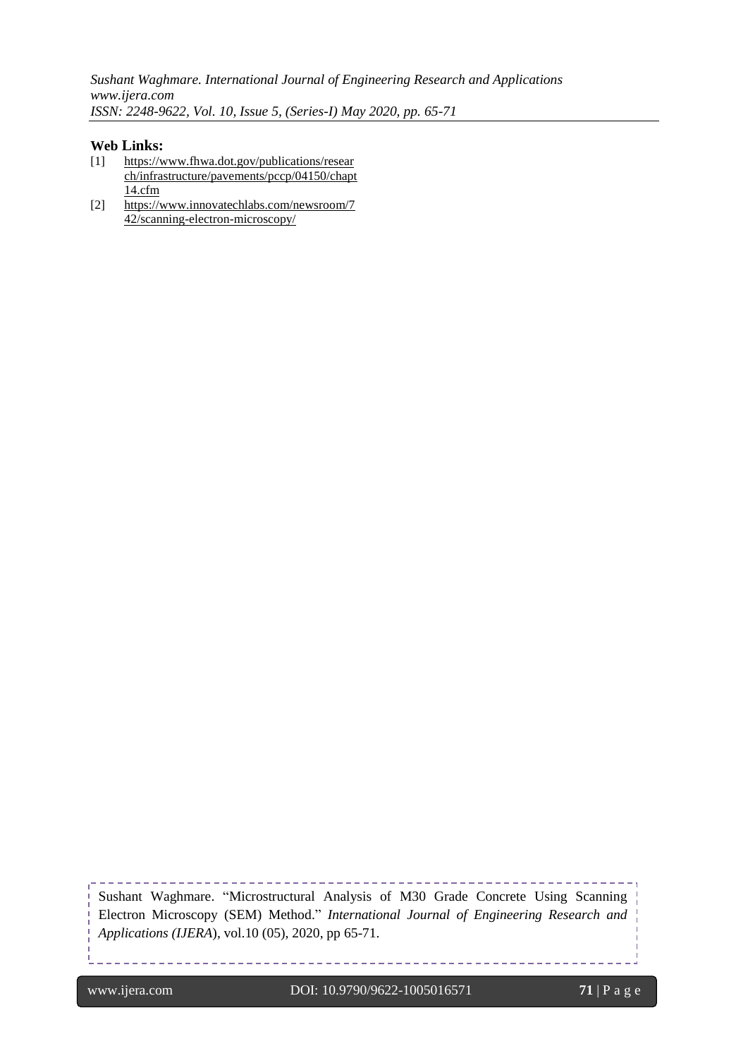**Web Links:**

[1] https://www.fhwa.dot.gov/publications/research/infrastructure/pavements/pccp/04150/chapt14.cfm

[2] https://www.innovatechlabs.com/newsroom/742/scanning-electron-microscopy/

Sushant Waghmare. "Microstructural Analysis of M30 Grade Concrete Using Scanning Electron Microscopy (SEM) Method." *International Journal of Engineering Research and Applications (IJERA*), vol.10 (05), 2020, pp 65-71.